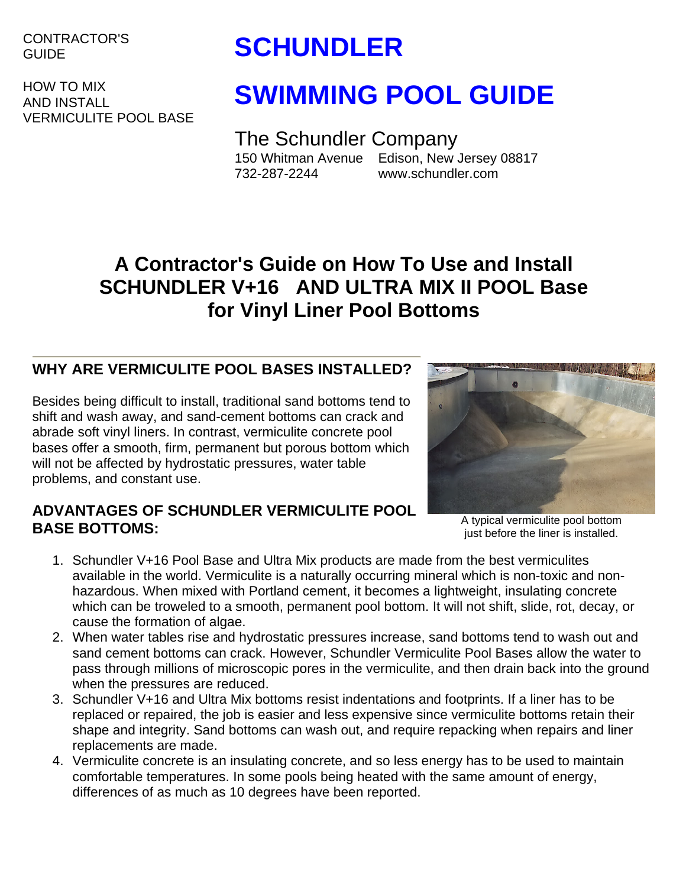CONTRACTOR'S GUIDE

HOW TO MIX AND INSTALL VERMICULITE POOL BASE

# SCHUNDLER

# SWIMMING POOL GUIDE

The Schundler Company
150 Whitman Avenue Edison, New Jersey 08817
732-287-2244 www.schundler.com

## A Contractor's Guide on How To Use and Install SCHUNDLER V+16 AND ULTRA MIX II POOL Base for Vinyl Liner Pool Bottoms

### WHY ARE VERMICULITE POOL BASES INSTALLED?

Besides being difficult to install, traditional sand bottoms tend to shift and wash away, and sand-cement bottoms can crack and abrade soft vinyl liners. In contrast, vermiculite concrete pool bases offer a smooth, firm, permanent but porous bottom which will not be affected by hydrostatic pressures, water table problems, and constant use.

A typical vermiculite pool bottom just before the liner is installed.

### ADVANTAGES OF SCHUNDLER VERMICULITE POOL BASE BOTTOMS:

1. Schundler V+16 Pool Base and Ultra Mix products are made from the best vermiculites available in the world. Vermiculite is a naturally occurring mineral which is non-toxic and non-hazardous. When mixed with Portland cement, it becomes a lightweight, insulating concrete which can be troweled to a smooth, permanent pool bottom. It will not shift, slide, rot, decay, or cause the formation of algae.
2. When water tables rise and hydrostatic pressures increase, sand bottoms tend to wash out and sand cement bottoms can crack. However, Schundler Vermiculite Pool Bases allow the water to pass through millions of microscopic pores in the vermiculite, and then drain back into the ground when the pressures are reduced.
3. Schundler V+16 and Ultra Mix bottoms resist indentations and footprints. If a liner has to be replaced or repaired, the job is easier and less expensive since vermiculite bottoms retain their shape and integrity. Sand bottoms can wash out, and require repacking when repairs and liner replacements are made.
4. Vermiculite concrete is an insulating concrete, and so less energy has to be used to maintain comfortable temperatures. In some pools being heated with the same amount of energy, differences of as much as 10 degrees have been reported.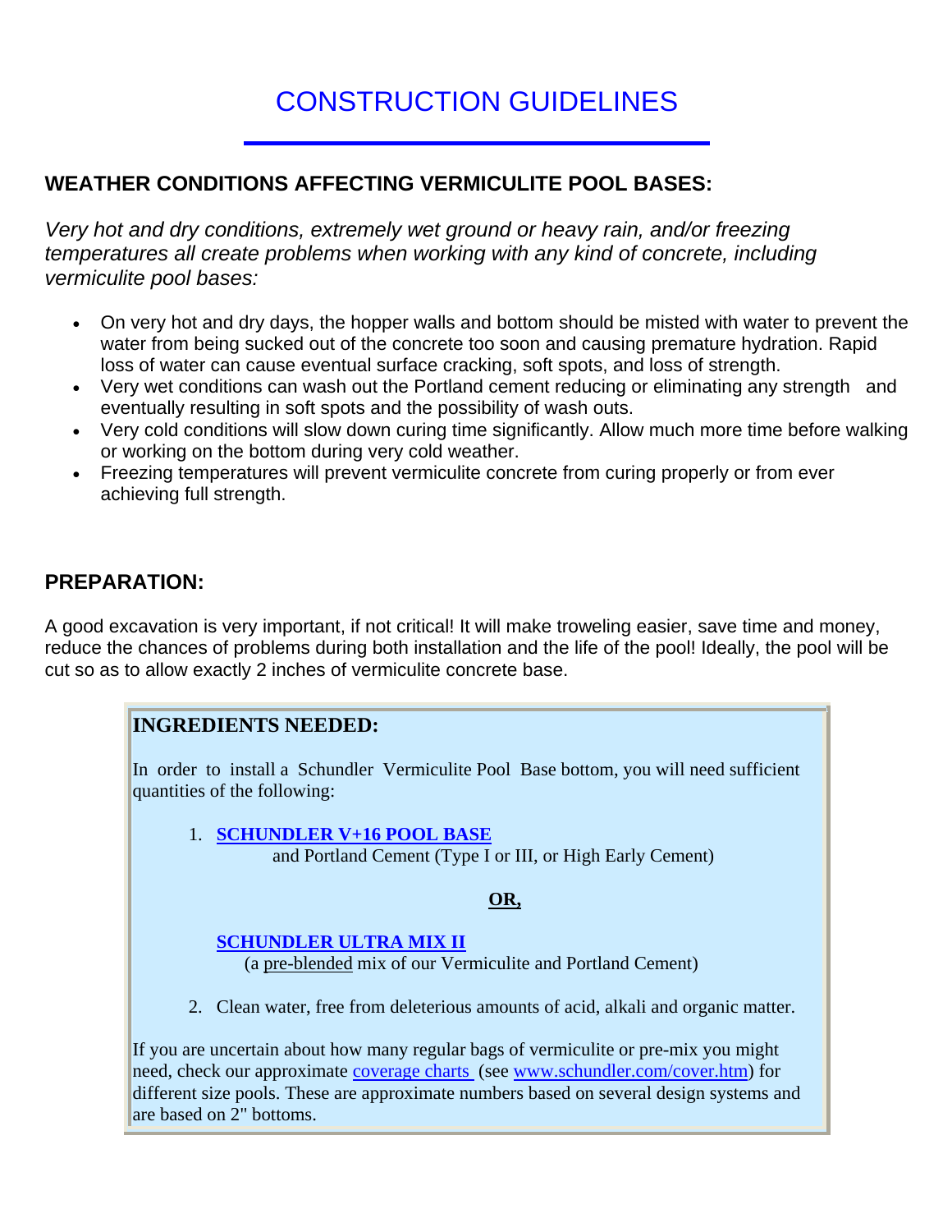# CONSTRUCTION GUIDELINES

## WEATHER CONDITIONS AFFECTING VERMICULITE POOL BASES:

*Very hot and dry conditions, extremely wet ground or heavy rain, and/or freezing temperatures all create problems when working with any kind of concrete, including vermiculite pool bases:*

- On very hot and dry days, the hopper walls and bottom should be misted with water to prevent the water from being sucked out of the concrete too soon and causing premature hydration. Rapid loss of water can cause eventual surface cracking, soft spots, and loss of strength.
- Very wet conditions can wash out the Portland cement reducing or eliminating any strength and eventually resulting in soft spots and the possibility of wash outs.
- Very cold conditions will slow down curing time significantly. Allow much more time before walking or working on the bottom during very cold weather.
- Freezing temperatures will prevent vermiculite concrete from curing properly or from ever achieving full strength.

## PREPARATION:

A good excavation is very important, if not critical! It will make troweling easier, save time and money, reduce the chances of problems during both installation and the life of the pool! Ideally, the pool will be cut so as to allow exactly 2 inches of vermiculite concrete base.

### INGREDIENTS NEEDED:

In order to install a Schundler Vermiculite Pool Base bottom, you will need sufficient quantities of the following:

1. **SCHUNDLER V+16 POOL BASE**
   and Portland Cement (Type I or III, or High Early Cement)

   **OR,**

   **SCHUNDLER ULTRA MIX II**
   (a pre-blended mix of our Vermiculite and Portland Cement)

2. Clean water, free from deleterious amounts of acid, alkali and organic matter.

If you are uncertain about how many regular bags of vermiculite or pre-mix you might need, check our approximate coverage charts (see www.schundler.com/cover.htm) for different size pools. These are approximate numbers based on several design systems and are based on 2" bottoms.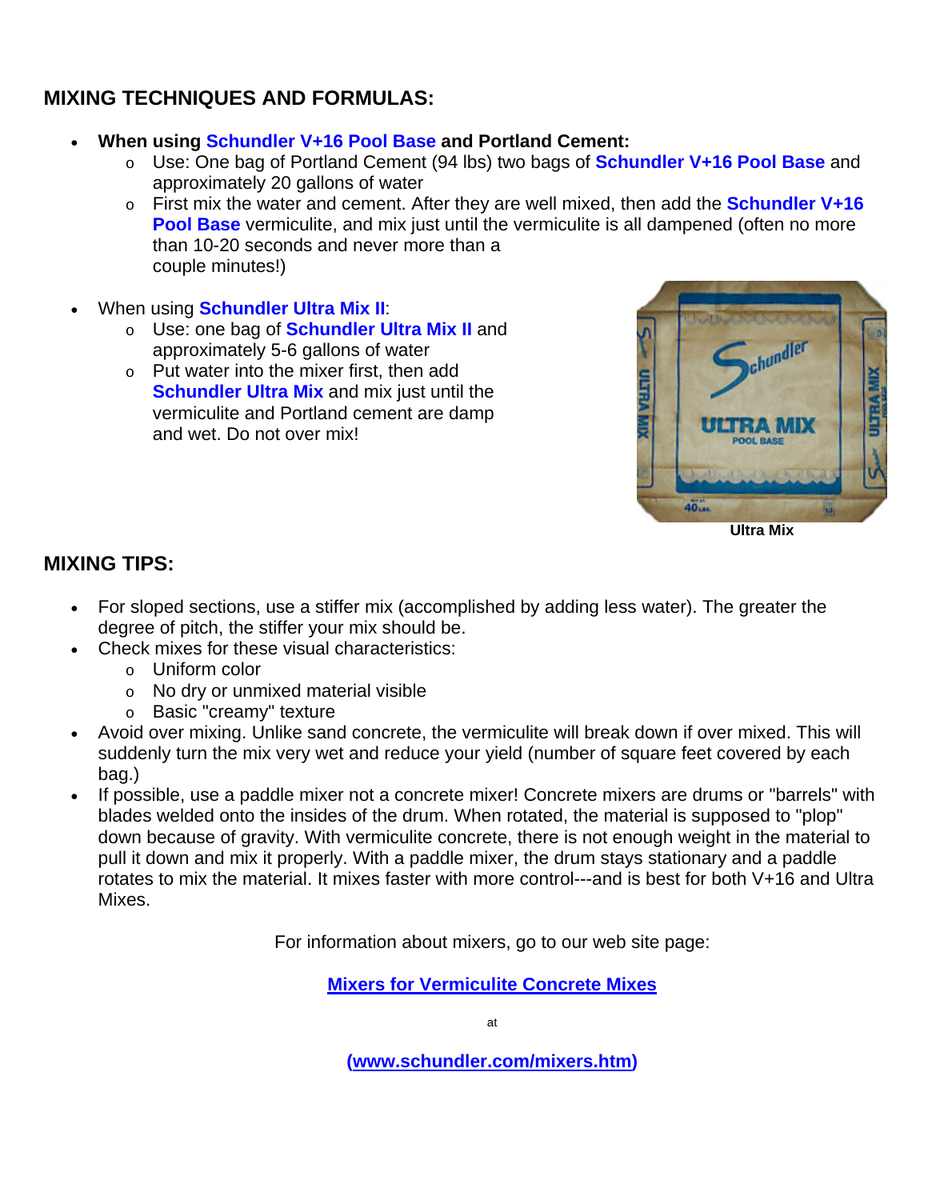## MIXING TECHNIQUES AND FORMULAS:

- **When using Schundler V+16 Pool Base and Portland Cement:**
  - Use: One bag of Portland Cement (94 lbs) two bags of **Schundler V+16 Pool Base** and approximately 20 gallons of water
  - First mix the water and cement. After they are well mixed, then add the **Schundler V+16 Pool Base** vermiculite, and mix just until the vermiculite is all dampened (often no more than 10-20 seconds and never more than a couple minutes!)

- When using **Schundler Ultra Mix II**:
  - Use: one bag of **Schundler Ultra Mix II** and approximately 5-6 gallons of water
  - Put water into the mixer first, then add **Schundler Ultra Mix** and mix just until the vermiculite and Portland cement are damp and wet. Do not over mix!

**Ultra Mix**

## MIXING TIPS:

- For sloped sections, use a stiffer mix (accomplished by adding less water). The greater the degree of pitch, the stiffer your mix should be.
- Check mixes for these visual characteristics:
  - Uniform color
  - No dry or unmixed material visible
  - Basic "creamy" texture
- Avoid over mixing. Unlike sand concrete, the vermiculite will break down if over mixed. This will suddenly turn the mix very wet and reduce your yield (number of square feet covered by each bag.)
- If possible, use a paddle mixer not a concrete mixer! Concrete mixers are drums or "barrels" with blades welded onto the insides of the drum. When rotated, the material is supposed to "plop" down because of gravity. With vermiculite concrete, there is not enough weight in the material to pull it down and mix it properly. With a paddle mixer, the drum stays stationary and a paddle rotates to mix the material. It mixes faster with more control---and is best for both V+16 and Ultra Mixes.

For information about mixers, go to our web site page:

**Mixers for Vermiculite Concrete Mixes**

at

**(www.schundler.com/mixers.htm)**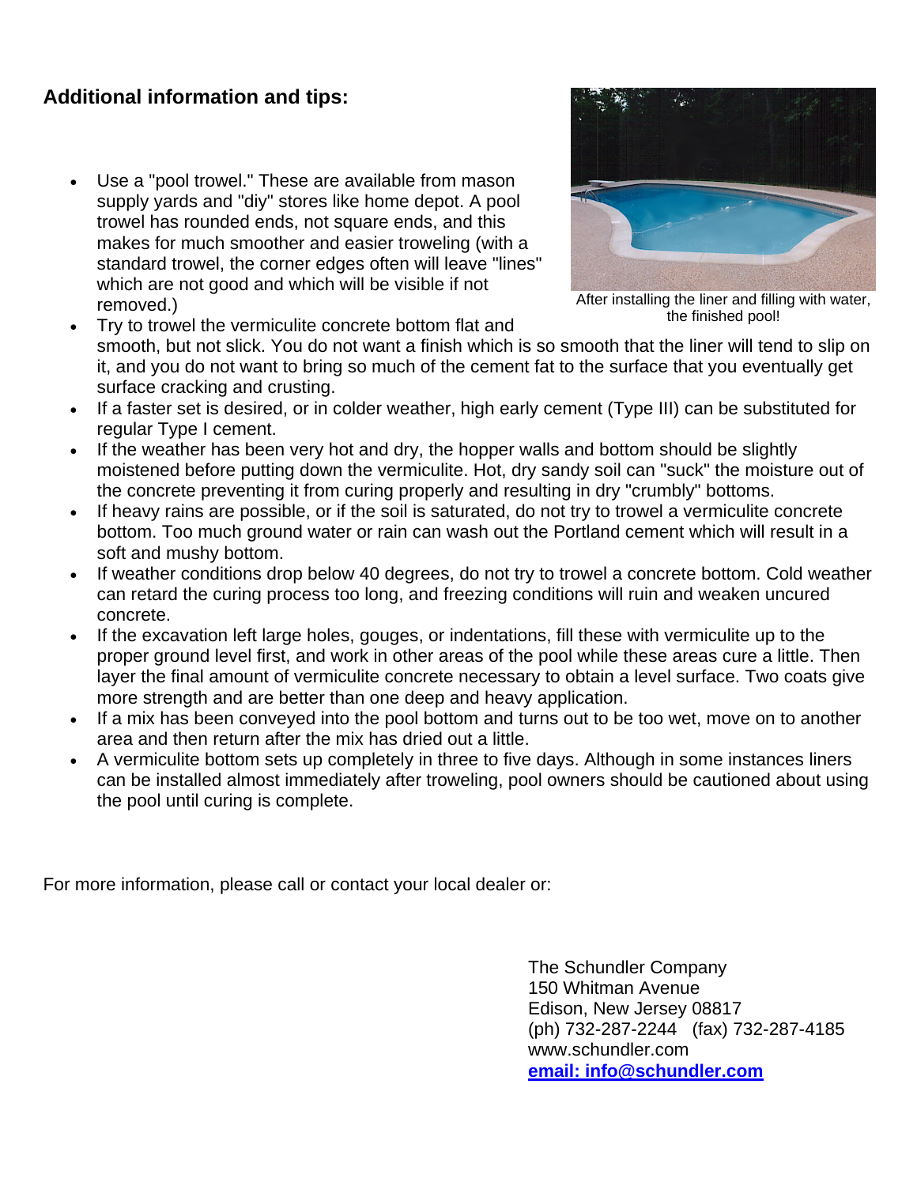## Additional information and tips:

After installing the liner and filling with water, the finished pool!

- Use a "pool trowel." These are available from mason supply yards and "diy" stores like home depot. A pool trowel has rounded ends, not square ends, and this makes for much smoother and easier troweling (with a standard trowel, the corner edges often will leave "lines" which are not good and which will be visible if not removed.)
- Try to trowel the vermiculite concrete bottom flat and smooth, but not slick. You do not want a finish which is so smooth that the liner will tend to slip on it, and you do not want to bring so much of the cement fat to the surface that you eventually get surface cracking and crusting.
- If a faster set is desired, or in colder weather, high early cement (Type III) can be substituted for regular Type I cement.
- If the weather has been very hot and dry, the hopper walls and bottom should be slightly moistened before putting down the vermiculite. Hot, dry sandy soil can "suck" the moisture out of the concrete preventing it from curing properly and resulting in dry "crumbly" bottoms.
- If heavy rains are possible, or if the soil is saturated, do not try to trowel a vermiculite concrete bottom. Too much ground water or rain can wash out the Portland cement which will result in a soft and mushy bottom.
- If weather conditions drop below 40 degrees, do not try to trowel a concrete bottom. Cold weather can retard the curing process too long, and freezing conditions will ruin and weaken uncured concrete.
- If the excavation left large holes, gouges, or indentations, fill these with vermiculite up to the proper ground level first, and work in other areas of the pool while these areas cure a little. Then layer the final amount of vermiculite concrete necessary to obtain a level surface. Two coats give more strength and are better than one deep and heavy application.
- If a mix has been conveyed into the pool bottom and turns out to be too wet, move on to another area and then return after the mix has dried out a little.
- A vermiculite bottom sets up completely in three to five days. Although in some instances liners can be installed almost immediately after troweling, pool owners should be cautioned about using the pool until curing is complete.

For more information, please call or contact your local dealer or:

The Schundler Company
150 Whitman Avenue
Edison, New Jersey 08817
(ph) 732-287-2244 (fax) 732-287-4185
www.schundler.com
**email: info@schundler.com**